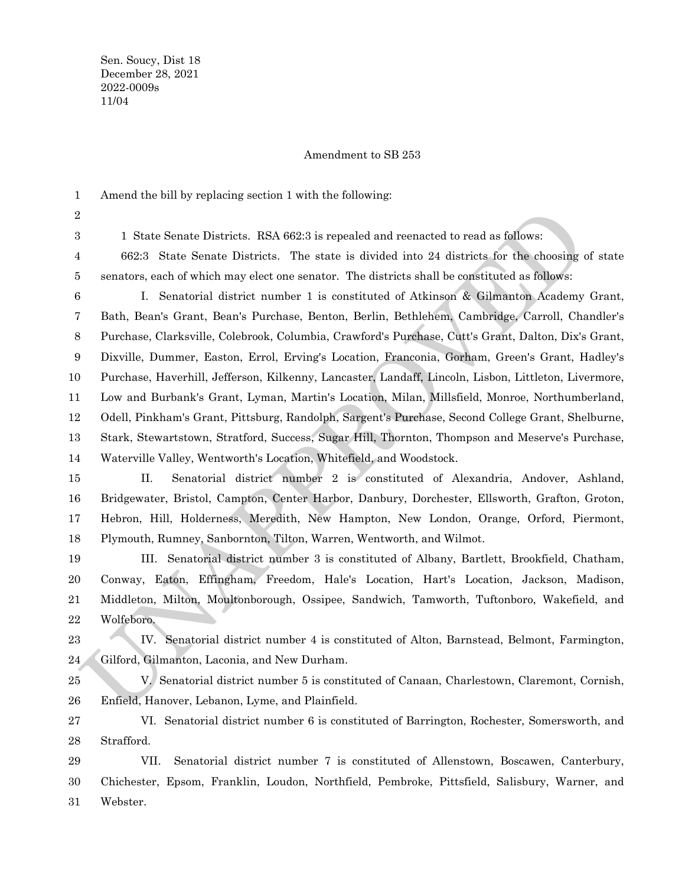Sen. Soucy, Dist 18
December 28, 2021
2022-0009s
11/04

Amendment to SB 253

Amend the bill by replacing section 1 with the following:

1 State Senate Districts. RSA 662:3 is repealed and reenacted to read as follows:

662:3 State Senate Districts. The state is divided into 24 districts for the choosing of state senators, each of which may elect one senator. The districts shall be constituted as follows:

I. Senatorial district number 1 is constituted of Atkinson & Gilmanton Academy Grant, Bath, Bean's Grant, Bean's Purchase, Benton, Berlin, Bethlehem, Cambridge, Carroll, Chandler's Purchase, Clarksville, Colebrook, Columbia, Crawford's Purchase, Cutt's Grant, Dalton, Dix's Grant, Dixville, Dummer, Easton, Errol, Erving's Location, Franconia, Gorham, Green's Grant, Hadley's Purchase, Haverhill, Jefferson, Kilkenny, Lancaster, Landaff, Lincoln, Lisbon, Littleton, Livermore, Low and Burbank's Grant, Lyman, Martin's Location, Milan, Millsfield, Monroe, Northumberland, Odell, Pinkham's Grant, Pittsburg, Randolph, Sargent's Purchase, Second College Grant, Shelburne, Stark, Stewartstown, Stratford, Success, Sugar Hill, Thornton, Thompson and Meserve's Purchase, Waterville Valley, Wentworth's Location, Whitefield, and Woodstock.

II. Senatorial district number 2 is constituted of Alexandria, Andover, Ashland, Bridgewater, Bristol, Campton, Center Harbor, Danbury, Dorchester, Ellsworth, Grafton, Groton, Hebron, Hill, Holderness, Meredith, New Hampton, New London, Orange, Orford, Piermont, Plymouth, Rumney, Sanbornton, Tilton, Warren, Wentworth, and Wilmot.

III. Senatorial district number 3 is constituted of Albany, Bartlett, Brookfield, Chatham, Conway, Eaton, Effingham, Freedom, Hale's Location, Hart's Location, Jackson, Madison, Middleton, Milton, Moultonborough, Ossipee, Sandwich, Tamworth, Tuftonboro, Wakefield, and Wolfeboro.

IV. Senatorial district number 4 is constituted of Alton, Barnstead, Belmont, Farmington, Gilford, Gilmanton, Laconia, and New Durham.

V. Senatorial district number 5 is constituted of Canaan, Charlestown, Claremont, Cornish, Enfield, Hanover, Lebanon, Lyme, and Plainfield.

VI. Senatorial district number 6 is constituted of Barrington, Rochester, Somersworth, and Strafford.

VII. Senatorial district number 7 is constituted of Allenstown, Boscawen, Canterbury, Chichester, Epsom, Franklin, Loudon, Northfield, Pembroke, Pittsfield, Salisbury, Warner, and Webster.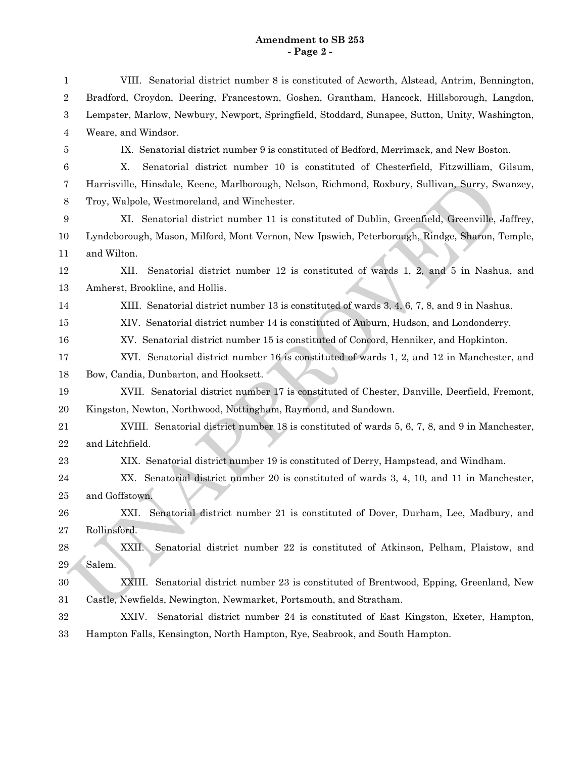VIII. Senatorial district number 8 is constituted of Acworth, Alstead, Antrim, Bennington, Bradford, Croydon, Deering, Francestown, Goshen, Grantham, Hancock, Hillsborough, Langdon, Lempster, Marlow, Newbury, Newport, Springfield, Stoddard, Sunapee, Sutton, Unity, Washington, Weare, and Windsor.

IX. Senatorial district number 9 is constituted of Bedford, Merrimack, and New Boston.

X. Senatorial district number 10 is constituted of Chesterfield, Fitzwilliam, Gilsum, Harrisville, Hinsdale, Keene, Marlborough, Nelson, Richmond, Roxbury, Sullivan, Surry, Swanzey, Troy, Walpole, Westmoreland, and Winchester.

XI. Senatorial district number 11 is constituted of Dublin, Greenfield, Greenville, Jaffrey, Lyndeborough, Mason, Milford, Mont Vernon, New Ipswich, Peterborough, Rindge, Sharon, Temple, and Wilton.

XII. Senatorial district number 12 is constituted of wards 1, 2, and 5 in Nashua, and Amherst, Brookline, and Hollis.

XIII. Senatorial district number 13 is constituted of wards 3, 4, 6, 7, 8, and 9 in Nashua.

XIV. Senatorial district number 14 is constituted of Auburn, Hudson, and Londonderry.

XV. Senatorial district number 15 is constituted of Concord, Henniker, and Hopkinton.

XVI. Senatorial district number 16 is constituted of wards 1, 2, and 12 in Manchester, and Bow, Candia, Dunbarton, and Hooksett.

XVII. Senatorial district number 17 is constituted of Chester, Danville, Deerfield, Fremont, Kingston, Newton, Northwood, Nottingham, Raymond, and Sandown.

XVIII. Senatorial district number 18 is constituted of wards 5, 6, 7, 8, and 9 in Manchester, and Litchfield.

XIX. Senatorial district number 19 is constituted of Derry, Hampstead, and Windham.

XX. Senatorial district number 20 is constituted of wards 3, 4, 10, and 11 in Manchester, and Goffstown.

XXI. Senatorial district number 21 is constituted of Dover, Durham, Lee, Madbury, and Rollinsford.

XXII. Senatorial district number 22 is constituted of Atkinson, Pelham, Plaistow, and Salem.

XXIII. Senatorial district number 23 is constituted of Brentwood, Epping, Greenland, New Castle, Newfields, Newington, Newmarket, Portsmouth, and Stratham.

XXIV. Senatorial district number 24 is constituted of East Kingston, Exeter, Hampton, Hampton Falls, Kensington, North Hampton, Rye, Seabrook, and South Hampton.